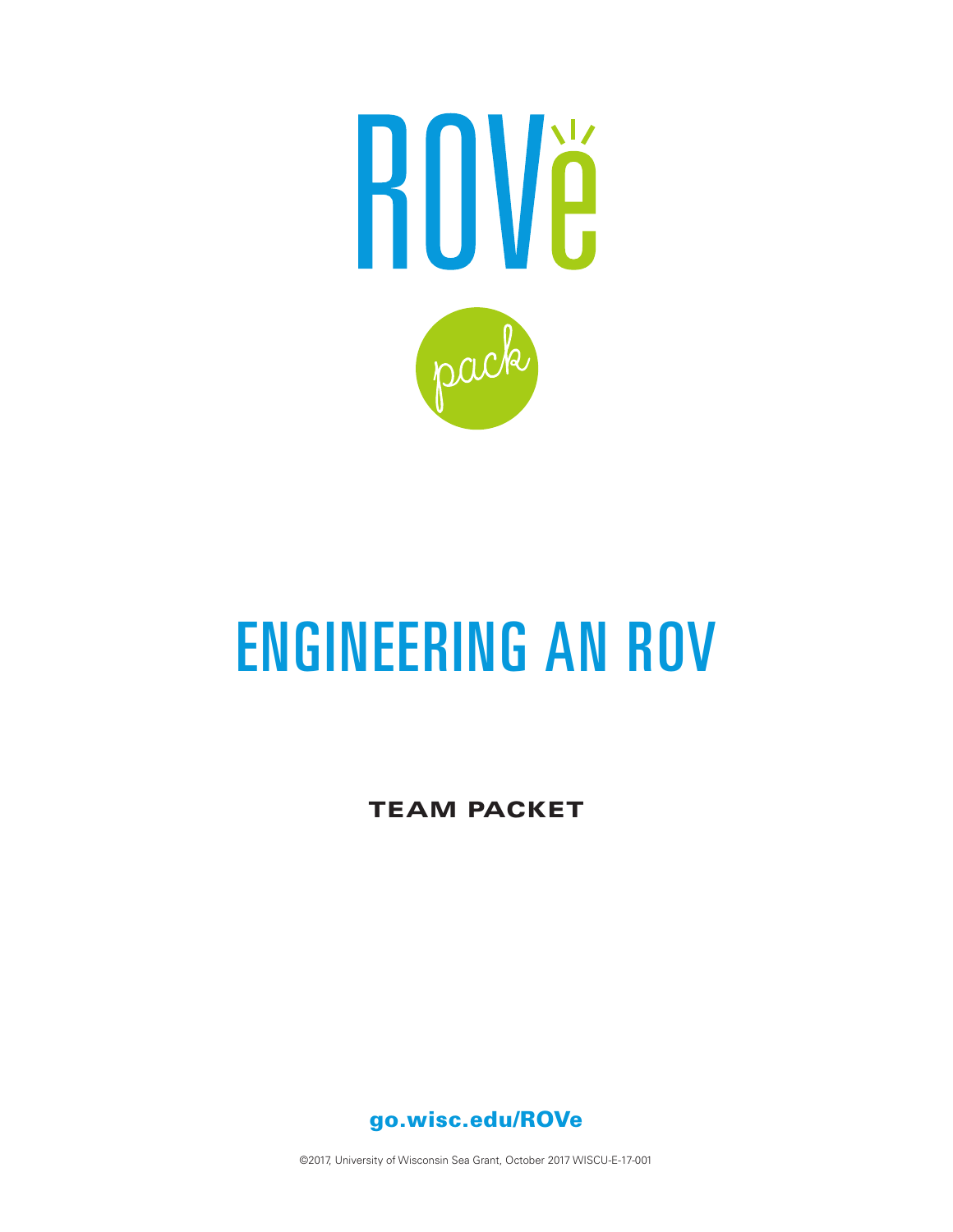# ROVe

pack

# ENGINEERING AN ROV

**TEAM PACKET**

**go.wisc.edu/ROVe**

©2017, University of Wisconsin Sea Grant, October 2017 WISCU-E-17-001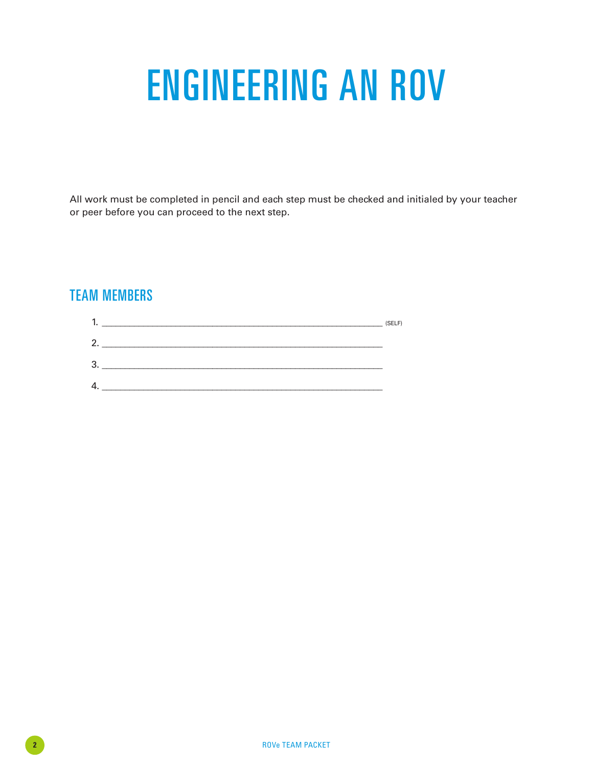# ENGINEERING AN ROV

All work must be completed in pencil and each step must be checked and initialed by your teacher or peer before you can proceed to the next step.

## TEAM MEMBERS

1. ____________________________________________________ (SELF)
2. ____________________________________________________
3. ____________________________________________________
4. ____________________________________________________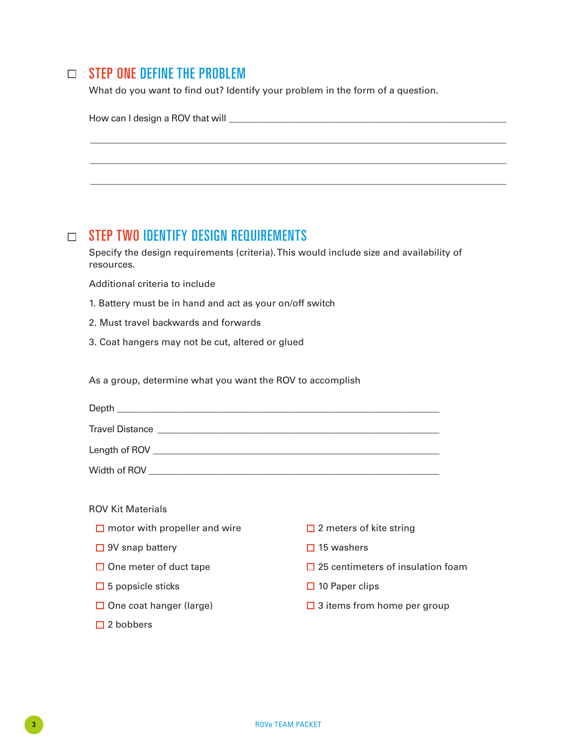## ☐ STEP ONE DEFINE THE PROBLEM

What do you want to find out? Identify your problem in the form of a question.

How can I design a ROV that will ______________________________________________________________

______________________________________________________________________________

______________________________________________________________________________

______________________________________________________________________________

## ☐ STEP TWO IDENTIFY DESIGN REQUIREMENTS

Specify the design requirements (criteria). This would include size and availability of resources.

Additional criteria to include

1. Battery must be in hand and act as your on/off switch
2. Must travel backwards and forwards
3. Coat hangers may not be cut, altered or glued

As a group, determine what you want the ROV to accomplish

Depth ______________________________________________________________

Travel Distance ______________________________________________________

Length of ROV _______________________________________________________

Width of ROV ________________________________________________________

ROV Kit Materials

- ☐ motor with propeller and wire
- ☐ 9V snap battery
- ☐ One meter of duct tape
- ☐ 5 popsicle sticks
- ☐ One coat hanger (large)
- ☐ 2 bobbers
- ☐ 2 meters of kite string
- ☐ 15 washers
- ☐ 25 centimeters of insulation foam
- ☐ 10 Paper clips
- ☐ 3 items from home per group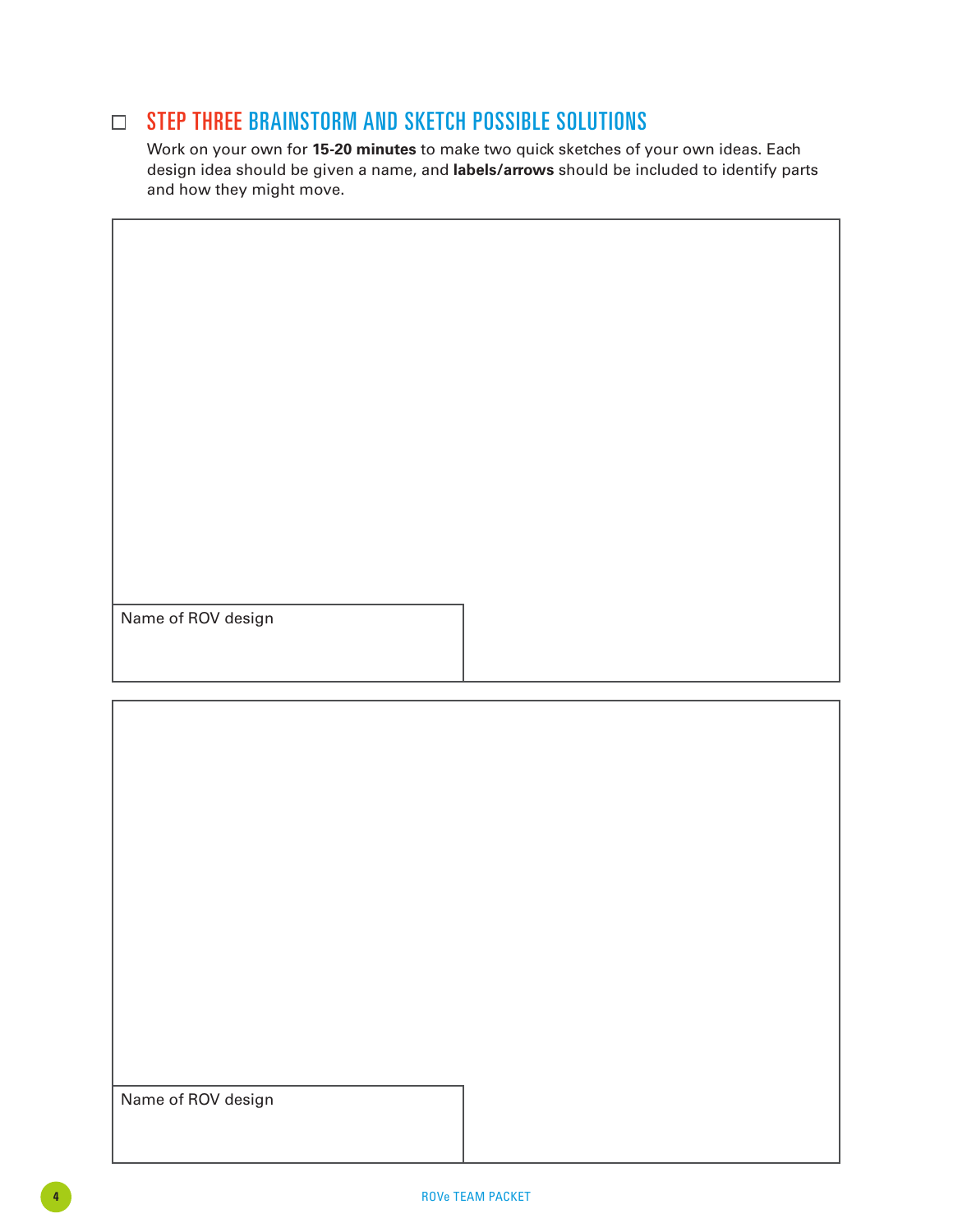## ☐ STEP THREE BRAINSTORM AND SKETCH POSSIBLE SOLUTIONS

Work on your own for **15-20 minutes** to make two quick sketches of your own ideas. Each design idea should be given a name, and **labels/arrows** should be included to identify parts and how they might move.

Name of ROV design

Name of ROV design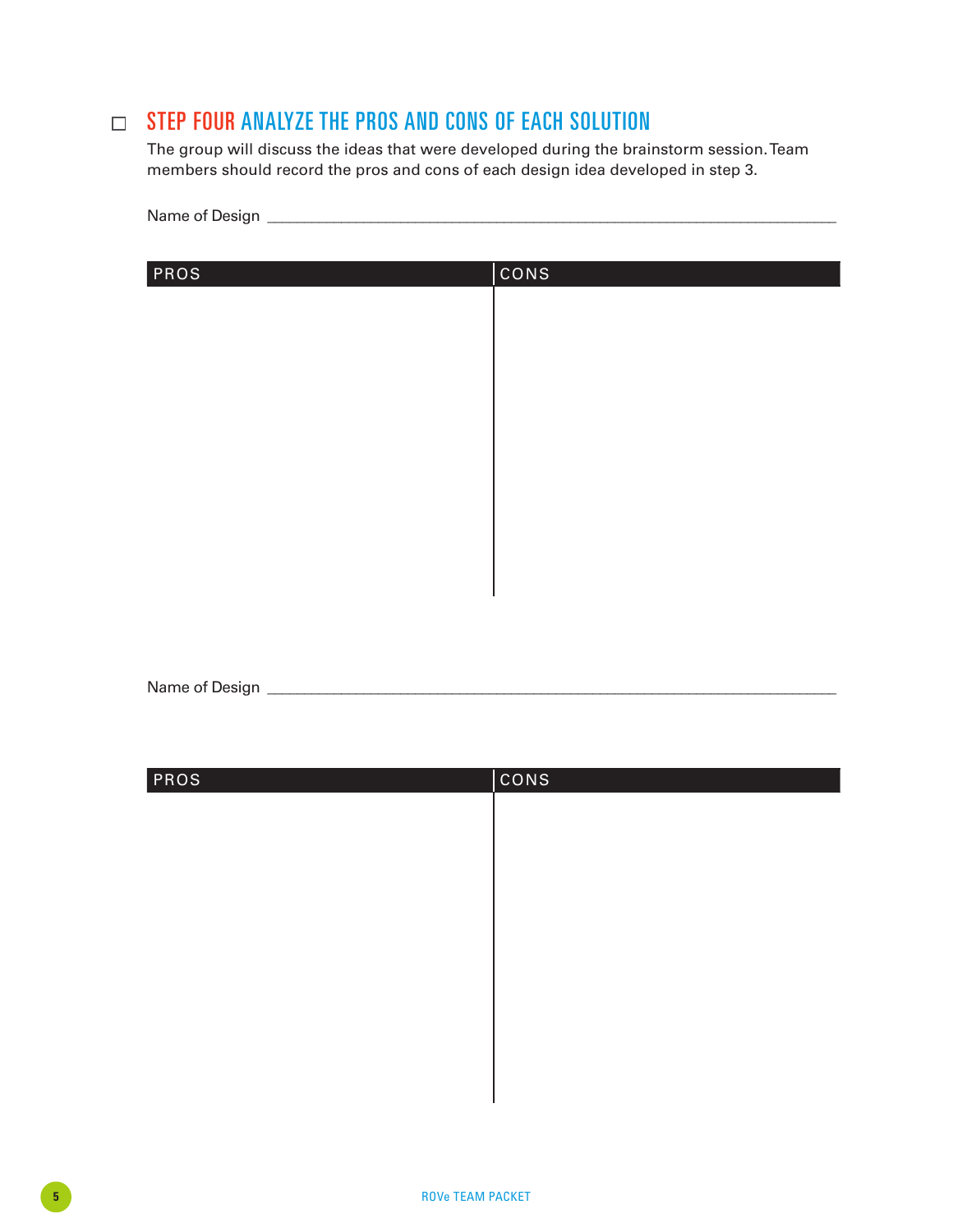## ☐ STEP FOUR ANALYZE THE PROS AND CONS OF EACH SOLUTION

The group will discuss the ideas that were developed during the brainstorm session. Team members should record the pros and cons of each design idea developed in step 3.

Name of Design ___________________________________________

| PROS | CONS |
| --- | --- |
| | |

Name of Design ___________________________________________

| PROS | CONS |
| --- | --- |
| | |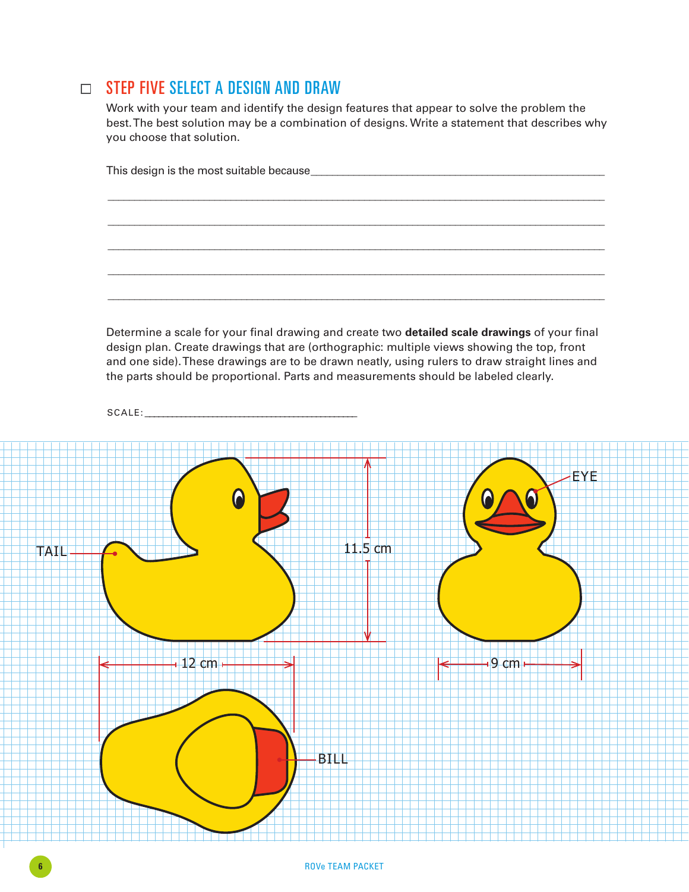## ☐ STEP FIVE SELECT A DESIGN AND DRAW

Work with your team and identify the design features that appear to solve the problem the best. The best solution may be a combination of designs. Write a statement that describes why you choose that solution.

This design is the most suitable because_______________________________________________

_______________________________________________________________________________

_______________________________________________________________________________

_______________________________________________________________________________

_______________________________________________________________________________

_______________________________________________________________________________

Determine a scale for your final drawing and create two **detailed scale drawings** of your final design plan. Create drawings that are (orthographic: multiple views showing the top, front and one side). These drawings are to be drawn neatly, using rulers to draw straight lines and the parts should be proportional. Parts and measurements should be labeled clearly.

SCALE:_______________________________________

TAIL

11.5 cm

EYE

12 cm

9 cm

BILL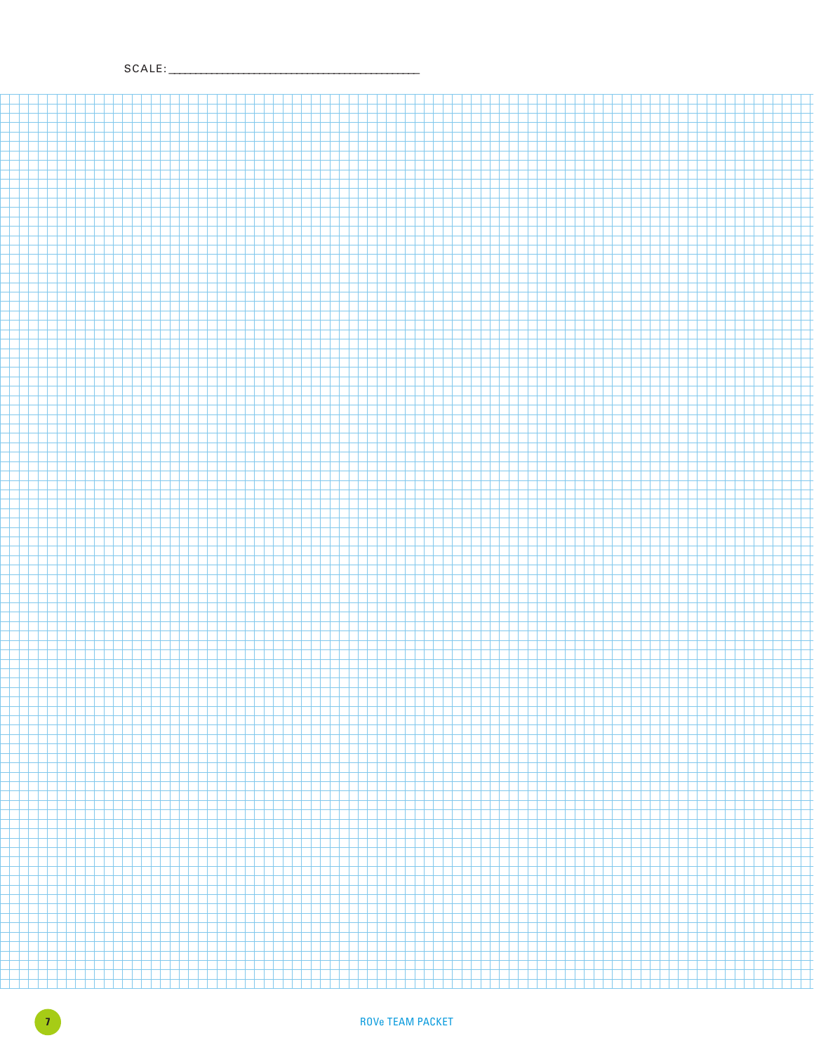SCALE: ________________________________________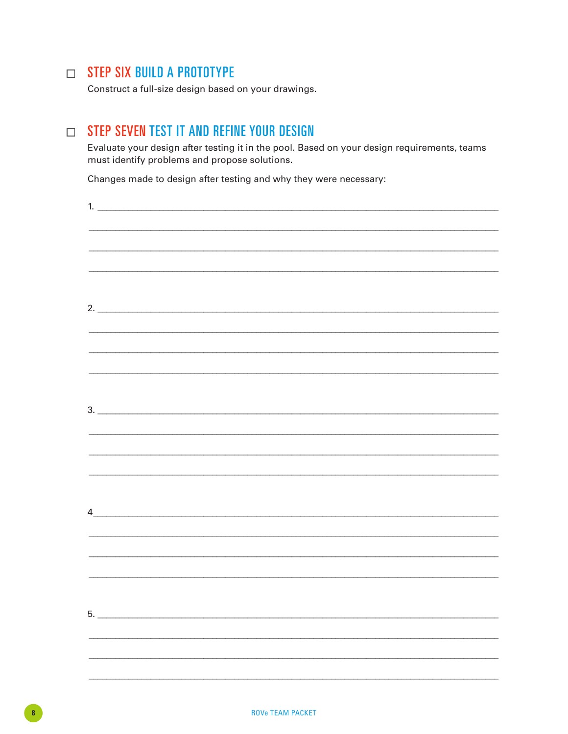## ☐ STEP SIX BUILD A PROTOTYPE

Construct a full-size design based on your drawings.

## ☐ STEP SEVEN TEST IT AND REFINE YOUR DESIGN

Evaluate your design after testing it in the pool. Based on your design requirements, teams must identify problems and propose solutions.

Changes made to design after testing and why they were necessary:

1. ______________________________________________________________________________

______________________________________________________________________________

______________________________________________________________________________

______________________________________________________________________________

2. ______________________________________________________________________________

______________________________________________________________________________

______________________________________________________________________________

______________________________________________________________________________

3. ______________________________________________________________________________

______________________________________________________________________________

______________________________________________________________________________

______________________________________________________________________________

4______________________________________________________________________________

______________________________________________________________________________

______________________________________________________________________________

______________________________________________________________________________

5. ______________________________________________________________________________

______________________________________________________________________________

______________________________________________________________________________

______________________________________________________________________________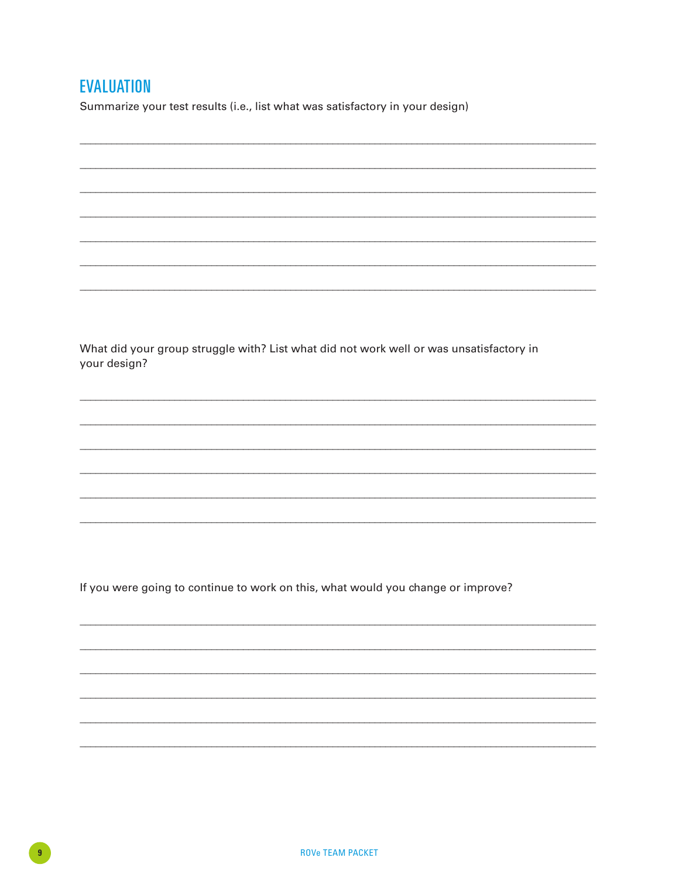## EVALUATION

Summarize your test results (i.e., list what was satisfactory in your design)

_______________________________________________________________________________

_______________________________________________________________________________

_______________________________________________________________________________

_______________________________________________________________________________

_______________________________________________________________________________

_______________________________________________________________________________

_______________________________________________________________________________

What did your group struggle with? List what did not work well or was unsatisfactory in your design?

_______________________________________________________________________________

_______________________________________________________________________________

_______________________________________________________________________________

_______________________________________________________________________________

_______________________________________________________________________________

_______________________________________________________________________________

If you were going to continue to work on this, what would you change or improve?

_______________________________________________________________________________

_______________________________________________________________________________

_______________________________________________________________________________

_______________________________________________________________________________

_______________________________________________________________________________

_______________________________________________________________________________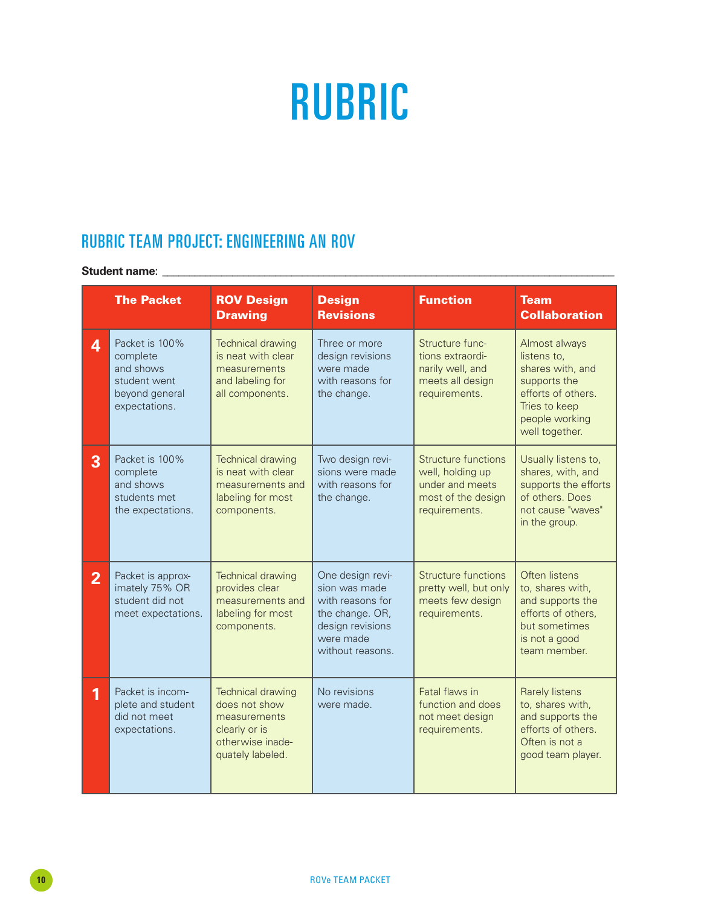# RUBRIC

## RUBRIC TEAM PROJECT: ENGINEERING AN ROV

**Student name**: ___________________________________________________________________________

| | The Packet | ROV Design Drawing | Design Revisions | Function | Team Collaboration |
|---|---|---|---|---|---|
| **4** | Packet is 100% complete and shows student went beyond general expectations. | Technical drawing is neat with clear measurements and labeling for all components. | Three or more design revisions were made with reasons for the change. | Structure functions extraordinarily well, and meets all design requirements. | Almost always listens to, shares with, and supports the efforts of others. Tries to keep people working well together. |
| **3** | Packet is 100% complete and shows students met the expectations. | Technical drawing is neat with clear measurements and labeling for most components. | Two design revisions were made with reasons for the change. | Structure functions well, holding up under and meets most of the design requirements. | Usually listens to, shares, with, and supports the efforts of others. Does not cause "waves" in the group. |
| **2** | Packet is approximately 75% OR student did not meet expectations. | Technical drawing provides clear measurements and labeling for most components. | One design revision was made with reasons for the change. OR, design revisions were made without reasons. | Structure functions pretty well, but only meets few design requirements. | Often listens to, shares with, and supports the efforts of others, but sometimes is not a good team member. |
| **1** | Packet is incomplete and student did not meet expectations. | Technical drawing does not show measurements clearly or is otherwise inadequately labeled. | No revisions were made. | Fatal flaws in function and does not meet design requirements. | Rarely listens to, shares with, and supports the efforts of others. Often is not a good team player. |